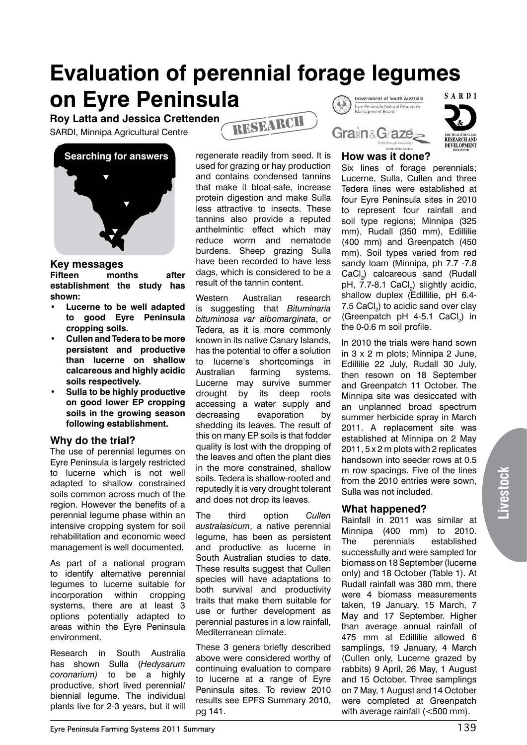# Evaluation of perennial forage legumes on Eyre Peninsula

**Roy Latta and Jessica Crettenden**

SARDI, Minnipa Agricultural Centre

RESEARCH

Searching for answers

## Key messages

**Fifteen months after establishment the study has shown:**

- **Lucerne to be well adapted to good Eyre Peninsula cropping soils.**
- **Cullen and Tedera to be more persistent and productive than lucerne on shallow calcareous and highly acidic soils respectively.**
- **Sulla to be highly productive on good lower EP cropping soils in the growing season following establishment.**

## Why do the trial?

The use of perennial legumes on Eyre Peninsula is largely restricted to lucerne which is not well adapted to shallow constrained soils common across much of the region. However the benefits of a perennial legume phase within an intensive cropping system for soil rehabilitation and economic weed management is well documented.

As part of a national program to identify alternative perennial legumes to lucerne suitable for incorporation within cropping systems, there are at least 3 options potentially adapted to areas within the Eyre Peninsula environment.

Research in South Australia has shown Sulla (*Hedysarum coronarium)* to be a highly productive, short lived perennial/ biennial legume. The individual plants live for 2-3 years, but it will regenerate readily from seed. It is used for grazing or hay production and contains condensed tannins that make it bloat-safe, increase protein digestion and make Sulla less attractive to insects. These tannins also provide a reputed anthelmintic effect which may reduce worm and nematode burdens. Sheep grazing Sulla have been recorded to have less dags, which is considered to be a result of the tannin content.

Western Australian research is suggesting that *Bituminaria bituminosa var albomarginata*, or Tedera, as it is more commonly known in its native Canary Islands, has the potential to offer a solution to lucerne's shortcomings in Australian farming systems. Lucerne may survive summer drought by its deep roots accessing a water supply and decreasing evaporation by shedding its leaves. The result of this on many EP soils is that fodder quality is lost with the dropping of the leaves and often the plant dies in the more constrained, shallow soils. Tedera is shallow-rooted and reputedly it is very drought tolerant and does not drop its leaves.

The third option *Cullen australasicum*, a native perennial legume, has been as persistent and productive as lucerne in South Australian studies to date. These results suggest that Cullen species will have adaptations to both survival and productivity traits that make them suitable for use or further development as perennial pastures in a low rainfall, Mediterranean climate.

These 3 genera briefly described above were considered worthy of continuing evaluation to compare to lucerne at a range of Eyre Peninsula sites. To review 2010 results see EPFS Summary 2010, pg 141.

## How was it done?

Six lines of forage perennials; Lucerne, Sulla, Cullen and three Tedera lines were established at four Eyre Peninsula sites in 2010 to represent four rainfall and soil type regions; Minnipa (325 mm), Rudall (350 mm), Edillilie (400 mm) and Greenpatch (450 mm). Soil types varied from red sandy loam (Minnipa, ph 7.7 -7.8 $CaCl_2$) calcareous sand (Rudall pH, 7.7-8.1 $CaCl_2$) slightly acidic, shallow duplex (Edillilie, pH 6.4-7.5 $CaCl_2$) to acidic sand over clay (Greenpatch pH 4-5.1 $CaCl_2$) in the 0-0.6 m soil profile.

In 2010 the trials were hand sown in 3 x 2 m plots; Minnipa 2 June, Edillilie 22 July, Rudall 30 July, then resown on 18 September and Greenpatch 11 October. The Minnipa site was desiccated with an unplanned broad spectrum summer herbicide spray in March 2011. A replacement site was established at Minnipa on 2 May 2011, 5 x 2 m plots with 2 replicates handsown into seeder rows at 0.5 m row spacings. Five of the lines from the 2010 entries were sown, Sulla was not included.

## What happened?

Rainfall in 2011 was similar at Minnipa (400 mm) to 2010. The perennials established successfully and were sampled for biomass on 18 September (lucerne only) and 18 October (Table 1). At Rudall rainfall was 380 mm, there were 4 biomass measurements taken, 19 January, 15 March, 7 May and 17 September. Higher than average annual rainfall of 475 mm at Edillilie allowed 6 samplings, 19 January, 4 March (Cullen only, Lucerne grazed by rabbits) 9 April, 26 May, 1 August and 15 October. Three samplings on 7 May, 1 August and 14 October were completed at Greenpatch with average rainfall (<500 mm).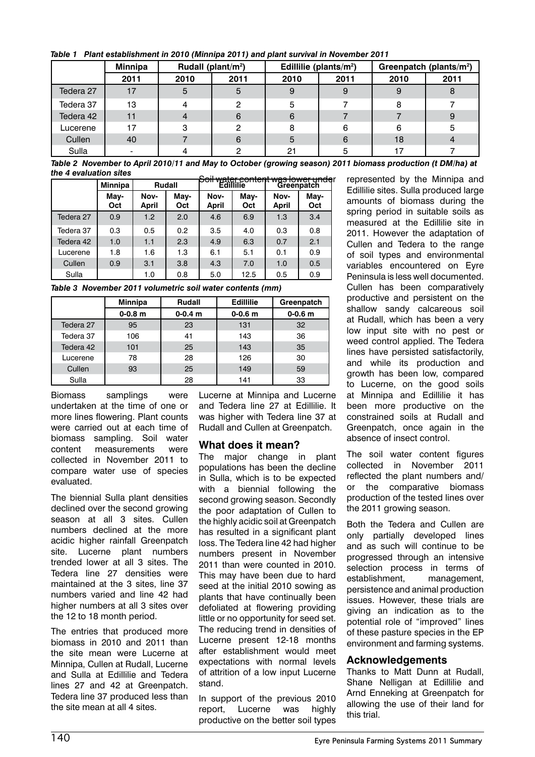*Table 1 Plant establishment in 2010 (Minnipa 2011) and plant survival in November 2011*

| | Minnipa | Rudall (plant/m²) | | Edillilie (plants/m²) | | Greenpatch (plants/m²) | |
|---|---|---|---|---|---|---|---|
| | 2011 | 2010 | 2011 | 2010 | 2011 | 2010 | 2011 |
| Tedera 27 | 17 | 5 | 5 | 9 | 9 | 9 | 8 |
| Tedera 37 | 13 | 4 | 2 | 5 | 7 | 8 | 7 |
| Tedera 42 | 11 | 4 | 6 | 6 | 7 | 7 | 9 |
| Lucerene | 17 | 3 | 2 | 8 | 6 | 6 | 5 |
| Cullen | 40 | 7 | 6 | 5 | 6 | 18 | 4 |
| Sulla | - | 4 | 2 | 21 | 5 | 17 | 7 |

*Table 2 November to April 2010/11 and May to October (growing season) 2011 biomass production (t DM/ha) at the 4 evaluation sites*

| | Minnipa | Rudall | | Edillilie | | Greenpatch | |
|---|---|---|---|---|---|---|---|
| | May-Oct | Nov-April | May-Oct | Nov-April | May-Oct | Nov-April | May-Oct |
| Tedera 27 | 0.9 | 1.2 | 2.0 | 4.6 | 6.9 | 1.3 | 3.4 |
| Tedera 37 | 0.3 | 0.5 | 0.2 | 3.5 | 4.0 | 0.3 | 0.8 |
| Tedera 42 | 1.0 | 1.1 | 2.3 | 4.9 | 6.3 | 0.7 | 2.1 |
| Lucerene | 1.8 | 1.6 | 1.3 | 6.1 | 5.1 | 0.1 | 0.9 |
| Cullen | 0.9 | 3.1 | 3.8 | 4.3 | 7.0 | 1.0 | 0.5 |
| Sulla | | 1.0 | 0.8 | 5.0 | 12.5 | 0.5 | 0.9 |

*Table 3 November 2011 volumetric soil water contents (mm)*

| | Minnipa | Rudall | Edillilie | Greenpatch |
|---|---|---|---|---|
| | 0-0.8 m | 0-0.4 m | 0-0.6 m | 0-0.6 m |
| Tedera 27 | 95 | 23 | 131 | 32 |
| Tedera 37 | 106 | 41 | 143 | 36 |
| Tedera 42 | 101 | 25 | 143 | 35 |
| Lucerene | 78 | 28 | 126 | 30 |
| Cullen | 93 | 25 | 149 | 59 |
| Sulla | | 28 | 141 | 33 |

Biomass samplings were undertaken at the time of one or more lines flowering. Plant counts were carried out at each time of biomass sampling. Soil water content measurements were collected in November 2011 to compare water use of species evaluated.

The biennial Sulla plant densities declined over the second growing season at all 3 sites. Cullen numbers declined at the more acidic higher rainfall Greenpatch site. Lucerne plant numbers trended lower at all 3 sites. The Tedera line 27 densities were maintained at the 3 sites, line 37 numbers varied and line 42 had higher numbers at all 3 sites over the 12 to 18 month period.

The entries that produced more biomass in 2010 and 2011 than the site mean were Lucerne at Minnipa, Cullen at Rudall, Lucerne and Sulla at Edillilie and Tedera lines 27 and 42 at Greenpatch. Tedera line 37 produced less than the site mean at all 4 sites.

Soil water content was lower under Lucerne at Minnipa and Lucerne and Tedera line 27 at Edillilie. It was higher with Tedera line 37 at Rudall and Cullen at Greenpatch.

## What does it mean?

The major change in plant populations has been the decline in Sulla, which is to be expected with a biennial following the second growing season. Secondly the poor adaptation of Cullen to the highly acidic soil at Greenpatch has resulted in a significant plant loss. The Tedera line 42 had higher numbers present in November 2011 than were counted in 2010. This may have been due to hard seed at the initial 2010 sowing as plants that have continually been defoliated at flowering providing little or no opportunity for seed set. The reducing trend in densities of Lucerne present 12-18 months after establishment would meet expectations with normal levels of attrition of a low input Lucerne stand.

In support of the previous 2010 report, Lucerne was highly productive on the better soil types represented by the Minnipa and Edillilie sites. Sulla produced large amounts of biomass during the spring period in suitable soils as measured at the Edillilie site in 2011. However the adaptation of Cullen and Tedera to the range of soil types and environmental variables encountered on Eyre Peninsula is less well documented. Cullen has been comparatively productive and persistent on the shallow sandy calcareous soil at Rudall, which has been a very low input site with no pest or weed control applied. The Tedera lines have persisted satisfactorily, and while its production and growth has been low, compared to Lucerne, on the good soils at Minnipa and Edillilie it has been more productive on the constrained soils at Rudall and Greenpatch, once again in the absence of insect control.

The soil water content figures collected in November 2011 reflected the plant numbers and/or the comparative biomass production of the tested lines over the 2011 growing season.

Both the Tedera and Cullen are only partially developed lines and as such will continue to be progressed through an intensive selection process in terms of establishment, management, persistence and animal production issues. However, these trials are giving an indication as to the potential role of "improved" lines of these pasture species in the EP environment and farming systems.

## Acknowledgements

Thanks to Matt Dunn at Rudall, Shane Nelligan at Edillilie and Arnd Enneking at Greenpatch for allowing the use of their land for this trial.